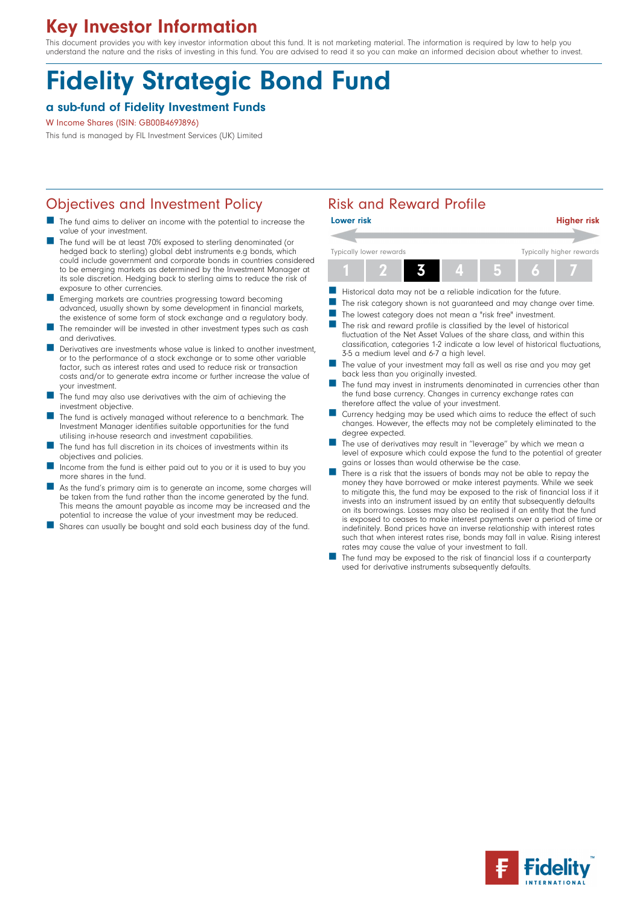# Key Investor Information

This document provides you with key investor information about this fund. It is not marketing material. The information is required by law to help you understand the nature and the risks of investing in this fund. You are advised to read it so you can make an informed decision about whether to invest.

# Fidelity Strategic Bond Fund

### a sub-fund of Fidelity Investment Funds

W Income Shares (ISIN: GB00B469J896)

This fund is managed by FIL Investment Services (UK) Limited

## Objectives and Investment Policy

- The fund aims to deliver an income with the potential to increase the value of your investment.
- The fund will be at least 70% exposed to sterling denominated (or hedged back to sterling) global debt instruments e.g bonds, which could include government and corporate bonds in countries considered to be emerging markets as determined by the Investment Manager at its sole discretion. Hedging back to sterling aims to reduce the risk of exposure to other currencies.
- Emerging markets are countries progressing toward becoming advanced, usually shown by some development in financial markets, the existence of some form of stock exchange and a regulatory body.
- The remainder will be invested in other investment types such as cash and derivatives.
- Derivatives are investments whose value is linked to another investment, or to the performance of a stock exchange or to some other variable factor, such as interest rates and used to reduce risk or transaction costs and/or to generate extra income or further increase the value of your investment.
- The fund may also use derivatives with the aim of achieving the investment objective.
- The fund is actively managed without reference to a benchmark. The Investment Manager identifies suitable opportunities for the fund utilising in-house research and investment capabilities.
- The fund has full discretion in its choices of investments within its objectives and policies.
- Income from the fund is either paid out to you or it is used to buy you more shares in the fund.
- As the fund's primary aim is to generate an income, some charges will be taken from the fund rather than the income generated by the fund. This means the amount payable as income may be increased and the potential to increase the value of your investment may be reduced.
- Shares can usually be bought and sold each business day of the fund.

## Risk and Reward Profile

| Lower risk | | | | | | Higher risk |
|---|---|---|---|---|---|---|
| Typically lower rewards | | | | | | Typically higher rewards |
| 1 | 2 | **3** | 4 | 5 | 6 | 7 |

- Historical data may not be a reliable indication for the future.
- The risk category shown is not guaranteed and may change over time.
- The lowest category does not mean a "risk free" investment.
- The risk and reward profile is classified by the level of historical fluctuation of the Net Asset Values of the share class, and within this classification, categories 1-2 indicate a low level of historical fluctuations, 3-5 a medium level and 6-7 a high level.
- The value of your investment may fall as well as rise and you may get back less than you originally invested.
- The fund may invest in instruments denominated in currencies other than the fund base currency. Changes in currency exchange rates can therefore affect the value of your investment.
- Currency hedging may be used which aims to reduce the effect of such changes. However, the effects may not be completely eliminated to the degree expected.
- The use of derivatives may result in "leverage" by which we mean a level of exposure which could expose the fund to the potential of greater gains or losses than would otherwise be the case.
- There is a risk that the issuers of bonds may not be able to repay the money they have borrowed or make interest payments. While we seek to mitigate this, the fund may be exposed to the risk of financial loss if it invests into an instrument issued by an entity that subsequently defaults on its borrowings. Losses may also be realised if an entity that the fund is exposed to ceases to make interest payments over a period of time or indefinitely. Bond prices have an inverse relationship with interest rates such that when interest rates rise, bonds may fall in value. Rising interest rates may cause the value of your investment to fall.
- The fund may be exposed to the risk of financial loss if a counterparty used for derivative instruments subsequently defaults.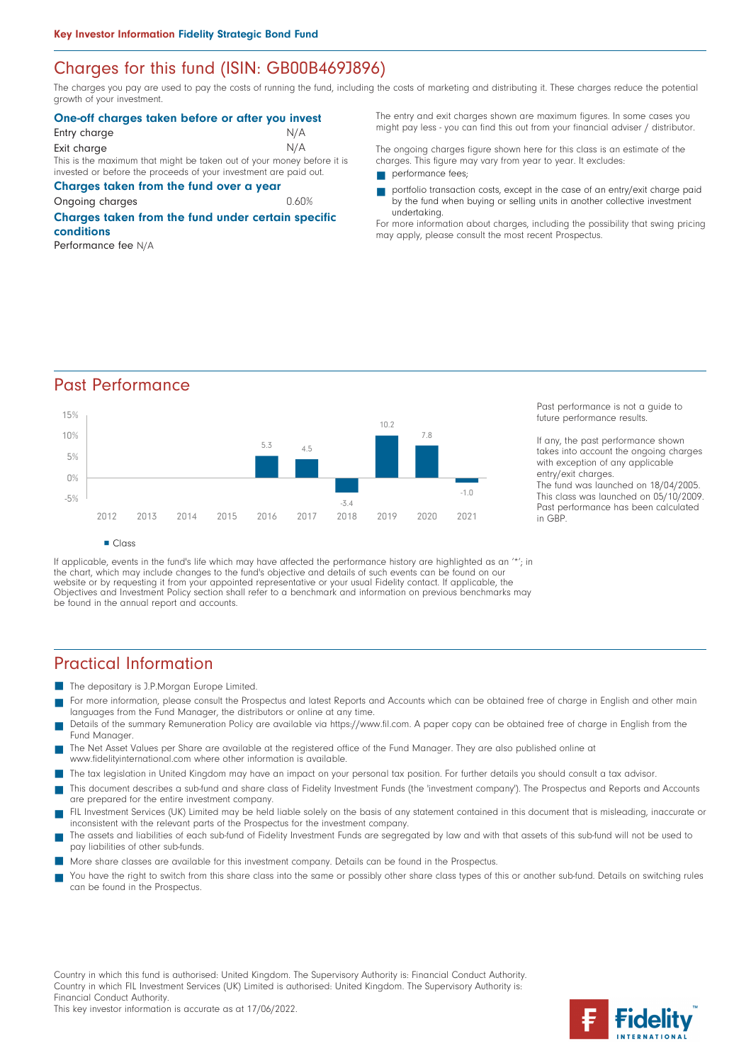Key Investor Information Fidelity Strategic Bond Fund

## Charges for this fund (ISIN: GB00B469J896)

The charges you pay are used to pay the costs of running the fund, including the costs of marketing and distributing it. These charges reduce the potential growth of your investment.

### One-off charges taken before or after you invest

| | |
|---|---|
| Entry charge | N/A |
| Exit charge | N/A |

This is the maximum that might be taken out of your money before it is invested or before the proceeds of your investment are paid out.

### Charges taken from the fund over a year

| | |
|---|---|
| Ongoing charges | 0.60% |

### Charges taken from the fund under certain specific conditions

Performance fee N/A

The entry and exit charges shown are maximum figures. In some cases you might pay less - you can find this out from your financial adviser / distributor.

The ongoing charges figure shown here for this class is an estimate of the charges. This figure may vary from year to year. It excludes:

- performance fees;
- portfolio transaction costs, except in the case of an entry/exit charge paid by the fund when buying or selling units in another collective investment undertaking.

For more information about charges, including the possibility that swing pricing may apply, please consult the most recent Prospectus.

## Past Performance

15%
10%
5%
0%
-5%

5.3
4.5
-3.4
10.2
7.8
-1.0

2012 2013 2014 2015 2016 2017 2018 2019 2020 2021

Class

Past performance is not a guide to future performance results.

If any, the past performance shown takes into account the ongoing charges with exception of any applicable entry/exit charges.
The fund was launched on 18/04/2005.
This class was launched on 05/10/2009.
Past performance has been calculated in GBP.

If applicable, events in the fund's life which may have affected the performance history are highlighted as an '*'; in the chart, which may include changes to the fund's objective and details of such events can be found on our website or by requesting it from your appointed representative or your usual Fidelity contact. If applicable, the Objectives and Investment Policy section shall refer to a benchmark and information on previous benchmarks may be found in the annual report and accounts.

## Practical Information

- The depositary is J.P.Morgan Europe Limited.
- For more information, please consult the Prospectus and latest Reports and Accounts which can be obtained free of charge in English and other main languages from the Fund Manager, the distributors or online at any time.
- Details of the summary Remuneration Policy are available via https://www.fil.com. A paper copy can be obtained free of charge in English from the Fund Manager.
- The Net Asset Values per Share are available at the registered office of the Fund Manager. They are also published online at www.fidelityinternational.com where other information is available.
- The tax legislation in United Kingdom may have an impact on your personal tax position. For further details you should consult a tax advisor.
- This document describes a sub-fund and share class of Fidelity Investment Funds (the 'investment company'). The Prospectus and Reports and Accounts are prepared for the entire investment company.
- FIL Investment Services (UK) Limited may be held liable solely on the basis of any statement contained in this document that is misleading, inaccurate or inconsistent with the relevant parts of the Prospectus for the investment company.
- The assets and liabilities of each sub-fund of Fidelity Investment Funds are segregated by law and with that assets of this sub-fund will not be used to pay liabilities of other sub-funds.
- More share classes are available for this investment company. Details can be found in the Prospectus.
- You have the right to switch from this share class into the same or possibly other share class types of this or another sub-fund. Details on switching rules can be found in the Prospectus.

Country in which this fund is authorised: United Kingdom. The Supervisory Authority is: Financial Conduct Authority.
Country in which FIL Investment Services (UK) Limited is authorised: United Kingdom. The Supervisory Authority is: Financial Conduct Authority.
This key investor information is accurate as at 17/06/2022.